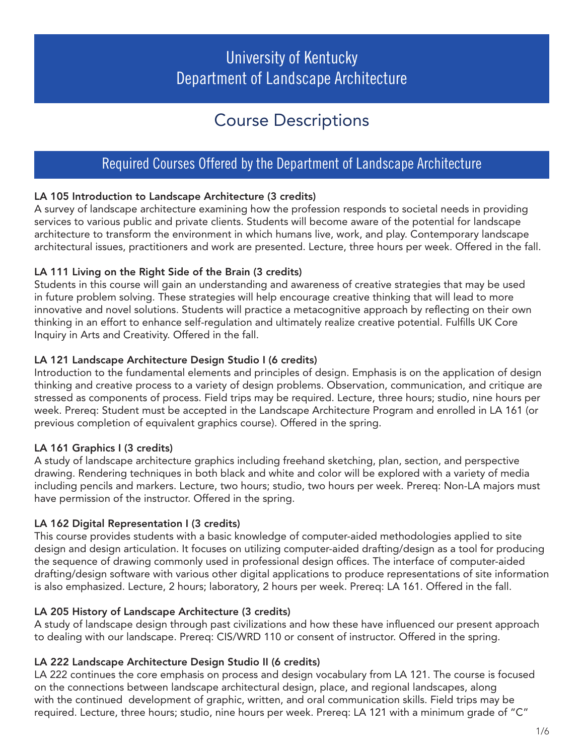# University of Kentucky
# Department of Landscape Architecture

## Course Descriptions

## Required Courses Offered by the Department of Landscape Architecture

**LA 105 Introduction to Landscape Architecture (3 credits)**
A survey of landscape architecture examining how the profession responds to societal needs in providing services to various public and private clients. Students will become aware of the potential for landscape architecture to transform the environment in which humans live, work, and play. Contemporary landscape architectural issues, practitioners and work are presented. Lecture, three hours per week. Offered in the fall.

**LA 111 Living on the Right Side of the Brain (3 credits)**
Students in this course will gain an understanding and awareness of creative strategies that may be used in future problem solving. These strategies will help encourage creative thinking that will lead to more innovative and novel solutions. Students will practice a metacognitive approach by reflecting on their own thinking in an effort to enhance self-regulation and ultimately realize creative potential. Fulfills UK Core Inquiry in Arts and Creativity. Offered in the fall.

**LA 121 Landscape Architecture Design Studio I (6 credits)**
Introduction to the fundamental elements and principles of design. Emphasis is on the application of design thinking and creative process to a variety of design problems. Observation, communication, and critique are stressed as components of process. Field trips may be required. Lecture, three hours; studio, nine hours per week. Prereq: Student must be accepted in the Landscape Architecture Program and enrolled in LA 161 (or previous completion of equivalent graphics course). Offered in the spring.

**LA 161 Graphics I (3 credits)**
A study of landscape architecture graphics including freehand sketching, plan, section, and perspective drawing. Rendering techniques in both black and white and color will be explored with a variety of media including pencils and markers. Lecture, two hours; studio, two hours per week. Prereq: Non-LA majors must have permission of the instructor. Offered in the spring.

**LA 162 Digital Representation I (3 credits)**
This course provides students with a basic knowledge of computer-aided methodologies applied to site design and design articulation. It focuses on utilizing computer-aided drafting/design as a tool for producing the sequence of drawing commonly used in professional design offices. The interface of computer-aided drafting/design software with various other digital applications to produce representations of site information is also emphasized. Lecture, 2 hours; laboratory, 2 hours per week. Prereq: LA 161. Offered in the fall.

**LA 205 History of Landscape Architecture (3 credits)**
A study of landscape design through past civilizations and how these have influenced our present approach to dealing with our landscape. Prereq: CIS/WRD 110 or consent of instructor. Offered in the spring.

**LA 222 Landscape Architecture Design Studio II (6 credits)**
LA 222 continues the core emphasis on process and design vocabulary from LA 121. The course is focused on the connections between landscape architectural design, place, and regional landscapes, along with the continued development of graphic, written, and oral communication skills. Field trips may be required. Lecture, three hours; studio, nine hours per week. Prereq: LA 121 with a minimum grade of "C"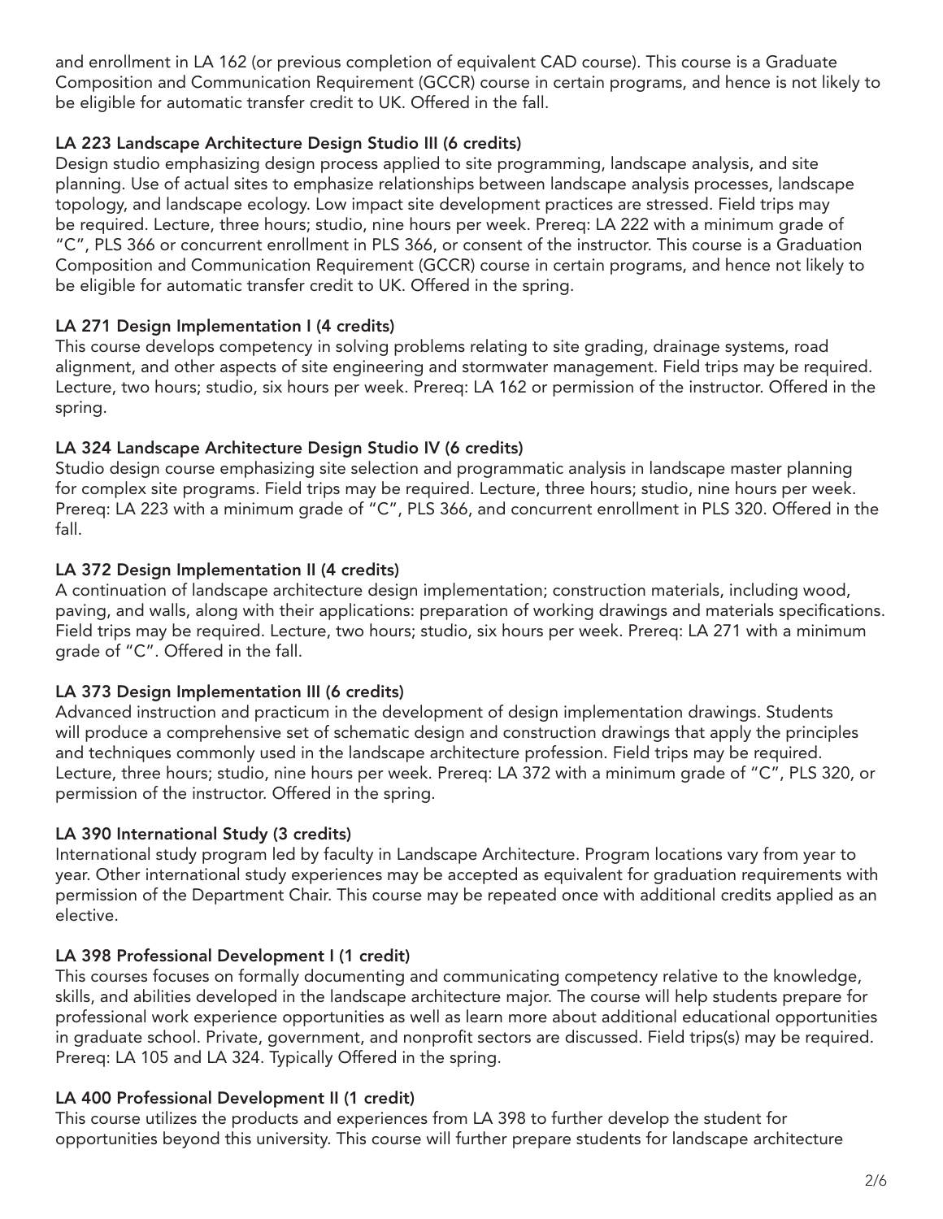and enrollment in LA 162 (or previous completion of equivalent CAD course). This course is a Graduate Composition and Communication Requirement (GCCR) course in certain programs, and hence is not likely to be eligible for automatic transfer credit to UK. Offered in the fall.

### LA 223 Landscape Architecture Design Studio III (6 credits)

Design studio emphasizing design process applied to site programming, landscape analysis, and site planning. Use of actual sites to emphasize relationships between landscape analysis processes, landscape topology, and landscape ecology. Low impact site development practices are stressed. Field trips may be required. Lecture, three hours; studio, nine hours per week. Prereq: LA 222 with a minimum grade of "C", PLS 366 or concurrent enrollment in PLS 366, or consent of the instructor. This course is a Graduation Composition and Communication Requirement (GCCR) course in certain programs, and hence not likely to be eligible for automatic transfer credit to UK. Offered in the spring.

### LA 271 Design Implementation I (4 credits)

This course develops competency in solving problems relating to site grading, drainage systems, road alignment, and other aspects of site engineering and stormwater management. Field trips may be required. Lecture, two hours; studio, six hours per week. Prereq: LA 162 or permission of the instructor. Offered in the spring.

### LA 324 Landscape Architecture Design Studio IV (6 credits)

Studio design course emphasizing site selection and programmatic analysis in landscape master planning for complex site programs. Field trips may be required. Lecture, three hours; studio, nine hours per week. Prereq: LA 223 with a minimum grade of "C", PLS 366, and concurrent enrollment in PLS 320. Offered in the fall.

### LA 372 Design Implementation II (4 credits)

A continuation of landscape architecture design implementation; construction materials, including wood, paving, and walls, along with their applications: preparation of working drawings and materials specifications. Field trips may be required. Lecture, two hours; studio, six hours per week. Prereq: LA 271 with a minimum grade of "C". Offered in the fall.

### LA 373 Design Implementation III (6 credits)

Advanced instruction and practicum in the development of design implementation drawings. Students will produce a comprehensive set of schematic design and construction drawings that apply the principles and techniques commonly used in the landscape architecture profession. Field trips may be required. Lecture, three hours; studio, nine hours per week. Prereq: LA 372 with a minimum grade of "C", PLS 320, or permission of the instructor. Offered in the spring.

### LA 390 International Study (3 credits)

International study program led by faculty in Landscape Architecture. Program locations vary from year to year. Other international study experiences may be accepted as equivalent for graduation requirements with permission of the Department Chair. This course may be repeated once with additional credits applied as an elective.

### LA 398 Professional Development I (1 credit)

This courses focuses on formally documenting and communicating competency relative to the knowledge, skills, and abilities developed in the landscape architecture major. The course will help students prepare for professional work experience opportunities as well as learn more about additional educational opportunities in graduate school. Private, government, and nonprofit sectors are discussed. Field trips(s) may be required. Prereq: LA 105 and LA 324. Typically Offered in the spring.

### LA 400 Professional Development II (1 credit)

This course utilizes the products and experiences from LA 398 to further develop the student for opportunities beyond this university. This course will further prepare students for landscape architecture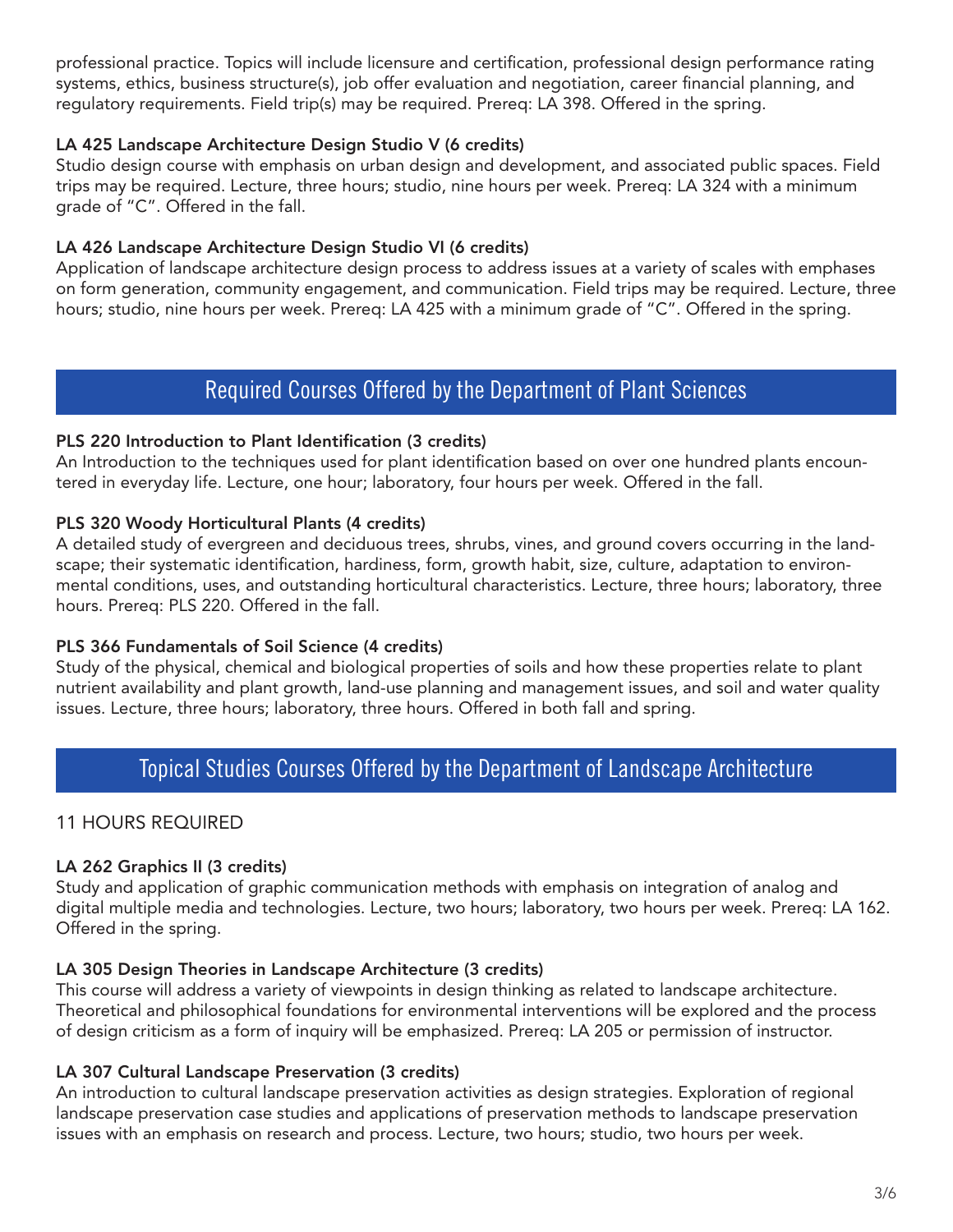professional practice. Topics will include licensure and certification, professional design performance rating systems, ethics, business structure(s), job offer evaluation and negotiation, career financial planning, and regulatory requirements. Field trip(s) may be required. Prereq: LA 398. Offered in the spring.

**LA 425 Landscape Architecture Design Studio V (6 credits)**
Studio design course with emphasis on urban design and development, and associated public spaces. Field trips may be required. Lecture, three hours; studio, nine hours per week. Prereq: LA 324 with a minimum grade of "C". Offered in the fall.

**LA 426 Landscape Architecture Design Studio VI (6 credits)**
Application of landscape architecture design process to address issues at a variety of scales with emphases on form generation, community engagement, and communication. Field trips may be required. Lecture, three hours; studio, nine hours per week. Prereq: LA 425 with a minimum grade of "C". Offered in the spring.

## Required Courses Offered by the Department of Plant Sciences

**PLS 220 Introduction to Plant Identification (3 credits)**
An Introduction to the techniques used for plant identification based on over one hundred plants encountered in everyday life. Lecture, one hour; laboratory, four hours per week. Offered in the fall.

**PLS 320 Woody Horticultural Plants (4 credits)**
A detailed study of evergreen and deciduous trees, shrubs, vines, and ground covers occurring in the landscape; their systematic identification, hardiness, form, growth habit, size, culture, adaptation to environmental conditions, uses, and outstanding horticultural characteristics. Lecture, three hours; laboratory, three hours. Prereq: PLS 220. Offered in the fall.

**PLS 366 Fundamentals of Soil Science (4 credits)**
Study of the physical, chemical and biological properties of soils and how these properties relate to plant nutrient availability and plant growth, land-use planning and management issues, and soil and water quality issues. Lecture, three hours; laboratory, three hours. Offered in both fall and spring.

## Topical Studies Courses Offered by the Department of Landscape Architecture

11 HOURS REQUIRED

**LA 262 Graphics II (3 credits)**
Study and application of graphic communication methods with emphasis on integration of analog and digital multiple media and technologies. Lecture, two hours; laboratory, two hours per week. Prereq: LA 162. Offered in the spring.

**LA 305 Design Theories in Landscape Architecture (3 credits)**
This course will address a variety of viewpoints in design thinking as related to landscape architecture. Theoretical and philosophical foundations for environmental interventions will be explored and the process of design criticism as a form of inquiry will be emphasized. Prereq: LA 205 or permission of instructor.

**LA 307 Cultural Landscape Preservation (3 credits)**
An introduction to cultural landscape preservation activities as design strategies. Exploration of regional landscape preservation case studies and applications of preservation methods to landscape preservation issues with an emphasis on research and process. Lecture, two hours; studio, two hours per week.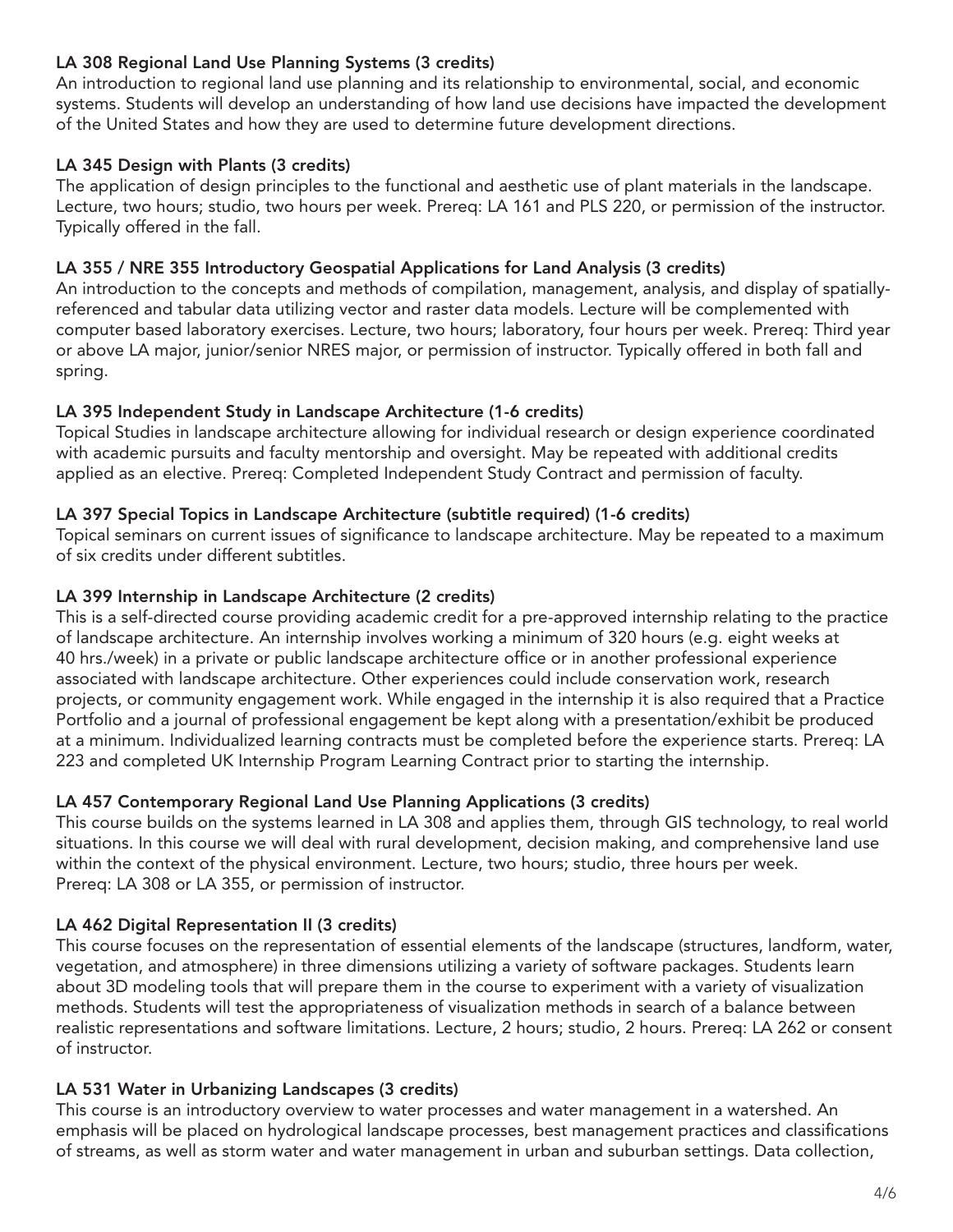**LA 308 Regional Land Use Planning Systems (3 credits)**
An introduction to regional land use planning and its relationship to environmental, social, and economic systems. Students will develop an understanding of how land use decisions have impacted the development of the United States and how they are used to determine future development directions.

**LA 345 Design with Plants (3 credits)**
The application of design principles to the functional and aesthetic use of plant materials in the landscape. Lecture, two hours; studio, two hours per week. Prereq: LA 161 and PLS 220, or permission of the instructor. Typically offered in the fall.

**LA 355 / NRE 355 Introductory Geospatial Applications for Land Analysis (3 credits)**
An introduction to the concepts and methods of compilation, management, analysis, and display of spatially-referenced and tabular data utilizing vector and raster data models. Lecture will be complemented with computer based laboratory exercises. Lecture, two hours; laboratory, four hours per week. Prereq: Third year or above LA major, junior/senior NRES major, or permission of instructor. Typically offered in both fall and spring.

**LA 395 Independent Study in Landscape Architecture (1-6 credits)**
Topical Studies in landscape architecture allowing for individual research or design experience coordinated with academic pursuits and faculty mentorship and oversight. May be repeated with additional credits applied as an elective. Prereq: Completed Independent Study Contract and permission of faculty.

**LA 397 Special Topics in Landscape Architecture (subtitle required) (1-6 credits)**
Topical seminars on current issues of significance to landscape architecture. May be repeated to a maximum of six credits under different subtitles.

**LA 399 Internship in Landscape Architecture (2 credits)**
This is a self-directed course providing academic credit for a pre-approved internship relating to the practice of landscape architecture. An internship involves working a minimum of 320 hours (e.g. eight weeks at 40 hrs./week) in a private or public landscape architecture office or in another professional experience associated with landscape architecture. Other experiences could include conservation work, research projects, or community engagement work. While engaged in the internship it is also required that a Practice Portfolio and a journal of professional engagement be kept along with a presentation/exhibit be produced at a minimum. Individualized learning contracts must be completed before the experience starts. Prereq: LA 223 and completed UK Internship Program Learning Contract prior to starting the internship.

**LA 457 Contemporary Regional Land Use Planning Applications (3 credits)**
This course builds on the systems learned in LA 308 and applies them, through GIS technology, to real world situations. In this course we will deal with rural development, decision making, and comprehensive land use within the context of the physical environment. Lecture, two hours; studio, three hours per week. Prereq: LA 308 or LA 355, or permission of instructor.

**LA 462 Digital Representation II (3 credits)**
This course focuses on the representation of essential elements of the landscape (structures, landform, water, vegetation, and atmosphere) in three dimensions utilizing a variety of software packages. Students learn about 3D modeling tools that will prepare them in the course to experiment with a variety of visualization methods. Students will test the appropriateness of visualization methods in search of a balance between realistic representations and software limitations. Lecture, 2 hours; studio, 2 hours. Prereq: LA 262 or consent of instructor.

**LA 531 Water in Urbanizing Landscapes (3 credits)**
This course is an introductory overview to water processes and water management in a watershed. An emphasis will be placed on hydrological landscape processes, best management practices and classifications of streams, as well as storm water and water management in urban and suburban settings. Data collection,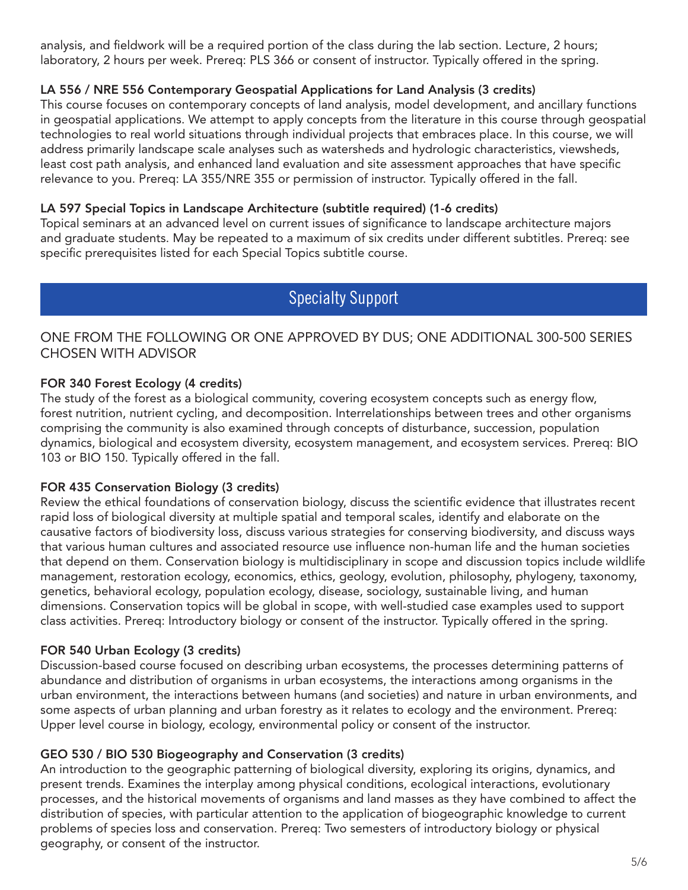analysis, and fieldwork will be a required portion of the class during the lab section. Lecture, 2 hours; laboratory, 2 hours per week. Prereq: PLS 366 or consent of instructor. Typically offered in the spring.

**LA 556 / NRE 556 Contemporary Geospatial Applications for Land Analysis (3 credits)**
This course focuses on contemporary concepts of land analysis, model development, and ancillary functions in geospatial applications. We attempt to apply concepts from the literature in this course through geospatial technologies to real world situations through individual projects that embraces place. In this course, we will address primarily landscape scale analyses such as watersheds and hydrologic characteristics, viewsheds, least cost path analysis, and enhanced land evaluation and site assessment approaches that have specific relevance to you. Prereq: LA 355/NRE 355 or permission of instructor. Typically offered in the fall.

**LA 597 Special Topics in Landscape Architecture (subtitle required) (1-6 credits)**
Topical seminars at an advanced level on current issues of significance to landscape architecture majors and graduate students. May be repeated to a maximum of six credits under different subtitles. Prereq: see specific prerequisites listed for each Special Topics subtitle course.

## Specialty Support

ONE FROM THE FOLLOWING OR ONE APPROVED BY DUS; ONE ADDITIONAL 300-500 SERIES CHOSEN WITH ADVISOR

**FOR 340 Forest Ecology (4 credits)**
The study of the forest as a biological community, covering ecosystem concepts such as energy flow, forest nutrition, nutrient cycling, and decomposition. Interrelationships between trees and other organisms comprising the community is also examined through concepts of disturbance, succession, population dynamics, biological and ecosystem diversity, ecosystem management, and ecosystem services. Prereq: BIO 103 or BIO 150. Typically offered in the fall.

**FOR 435 Conservation Biology (3 credits)**
Review the ethical foundations of conservation biology, discuss the scientific evidence that illustrates recent rapid loss of biological diversity at multiple spatial and temporal scales, identify and elaborate on the causative factors of biodiversity loss, discuss various strategies for conserving biodiversity, and discuss ways that various human cultures and associated resource use influence non-human life and the human societies that depend on them. Conservation biology is multidisciplinary in scope and discussion topics include wildlife management, restoration ecology, economics, ethics, geology, evolution, philosophy, phylogeny, taxonomy, genetics, behavioral ecology, population ecology, disease, sociology, sustainable living, and human dimensions. Conservation topics will be global in scope, with well-studied case examples used to support class activities. Prereq: Introductory biology or consent of the instructor. Typically offered in the spring.

**FOR 540 Urban Ecology (3 credits)**
Discussion-based course focused on describing urban ecosystems, the processes determining patterns of abundance and distribution of organisms in urban ecosystems, the interactions among organisms in the urban environment, the interactions between humans (and societies) and nature in urban environments, and some aspects of urban planning and urban forestry as it relates to ecology and the environment. Prereq: Upper level course in biology, ecology, environmental policy or consent of the instructor.

**GEO 530 / BIO 530 Biogeography and Conservation (3 credits)**
An introduction to the geographic patterning of biological diversity, exploring its origins, dynamics, and present trends. Examines the interplay among physical conditions, ecological interactions, evolutionary processes, and the historical movements of organisms and land masses as they have combined to affect the distribution of species, with particular attention to the application of biogeographic knowledge to current problems of species loss and conservation. Prereq: Two semesters of introductory biology or physical geography, or consent of the instructor.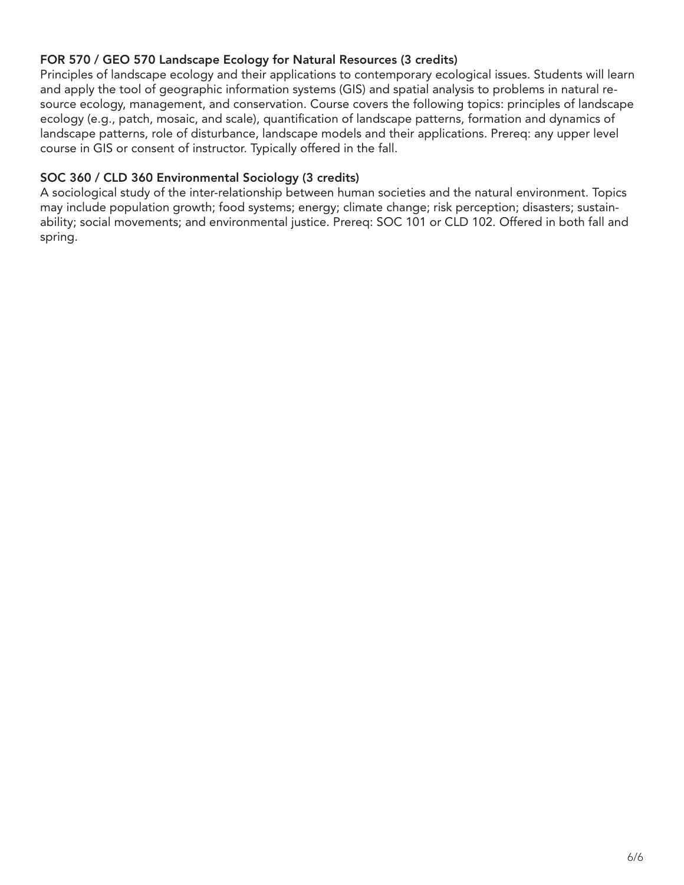### FOR 570 / GEO 570 Landscape Ecology for Natural Resources (3 credits)

Principles of landscape ecology and their applications to contemporary ecological issues. Students will learn and apply the tool of geographic information systems (GIS) and spatial analysis to problems in natural resource ecology, management, and conservation. Course covers the following topics: principles of landscape ecology (e.g., patch, mosaic, and scale), quantification of landscape patterns, formation and dynamics of landscape patterns, role of disturbance, landscape models and their applications. Prereq: any upper level course in GIS or consent of instructor. Typically offered in the fall.

### SOC 360 / CLD 360 Environmental Sociology (3 credits)

A sociological study of the inter-relationship between human societies and the natural environment. Topics may include population growth; food systems; energy; climate change; risk perception; disasters; sustainability; social movements; and environmental justice. Prereq: SOC 101 or CLD 102. Offered in both fall and spring.